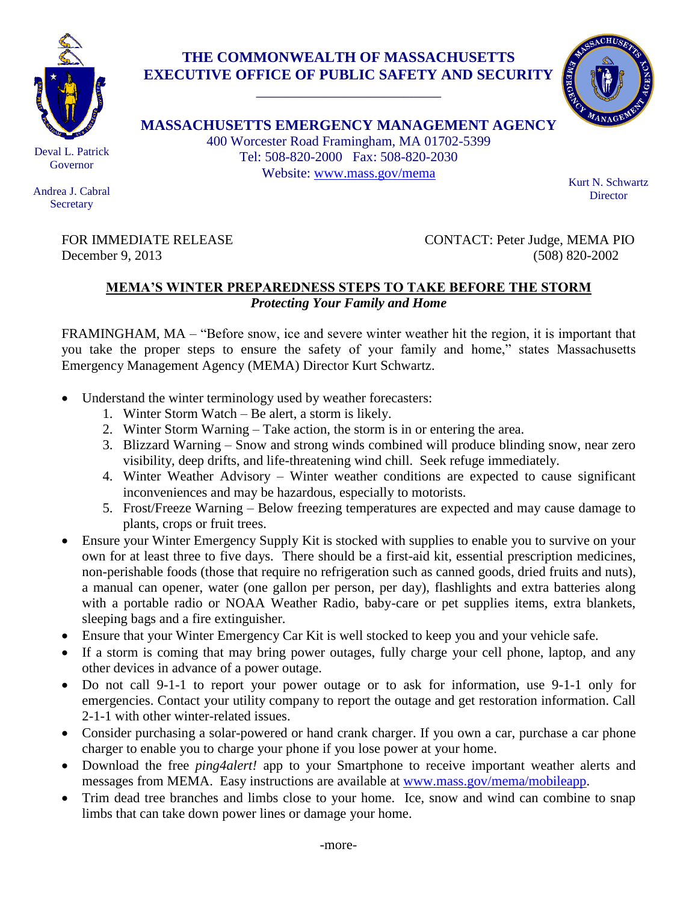# THE COMMONWEALTH OF MASSACHUSETTS
# EXECUTIVE OFFICE OF PUBLIC SAFETY AND SECURITY

## MASSACHUSETTS EMERGENCY MANAGEMENT AGENCY

400 Worcester Road Framingham, MA 01702-5399
Tel: 508-820-2000 Fax: 508-820-2030
Website: www.mass.gov/mema

Deval L. Patrick
Governor

Andrea J. Cabral
Secretary

Kurt N. Schwartz
Director

FOR IMMEDIATE RELEASE
December 9, 2013

CONTACT: Peter Judge, MEMA PIO
(508) 820-2002

## MEMA'S WINTER PREPAREDNESS STEPS TO TAKE BEFORE THE STORM

***Protecting Your Family and Home***

FRAMINGHAM, MA – "Before snow, ice and severe winter weather hit the region, it is important that you take the proper steps to ensure the safety of your family and home," states Massachusetts Emergency Management Agency (MEMA) Director Kurt Schwartz.

- Understand the winter terminology used by weather forecasters:
  1. Winter Storm Watch – Be alert, a storm is likely.
  2. Winter Storm Warning – Take action, the storm is in or entering the area.
  3. Blizzard Warning – Snow and strong winds combined will produce blinding snow, near zero visibility, deep drifts, and life-threatening wind chill. Seek refuge immediately.
  4. Winter Weather Advisory – Winter weather conditions are expected to cause significant inconveniences and may be hazardous, especially to motorists.
  5. Frost/Freeze Warning – Below freezing temperatures are expected and may cause damage to plants, crops or fruit trees.
- Ensure your Winter Emergency Supply Kit is stocked with supplies to enable you to survive on your own for at least three to five days. There should be a first-aid kit, essential prescription medicines, non-perishable foods (those that require no refrigeration such as canned goods, dried fruits and nuts), a manual can opener, water (one gallon per person, per day), flashlights and extra batteries along with a portable radio or NOAA Weather Radio, baby-care or pet supplies items, extra blankets, sleeping bags and a fire extinguisher.
- Ensure that your Winter Emergency Car Kit is well stocked to keep you and your vehicle safe.
- If a storm is coming that may bring power outages, fully charge your cell phone, laptop, and any other devices in advance of a power outage.
- Do not call 9-1-1 to report your power outage or to ask for information, use 9-1-1 only for emergencies. Contact your utility company to report the outage and get restoration information. Call 2-1-1 with other winter-related issues.
- Consider purchasing a solar-powered or hand crank charger. If you own a car, purchase a car phone charger to enable you to charge your phone if you lose power at your home.
- Download the free *ping4alert!* app to your Smartphone to receive important weather alerts and messages from MEMA. Easy instructions are available at www.mass.gov/mema/mobileapp.
- Trim dead tree branches and limbs close to your home. Ice, snow and wind can combine to snap limbs that can take down power lines or damage your home.

-more-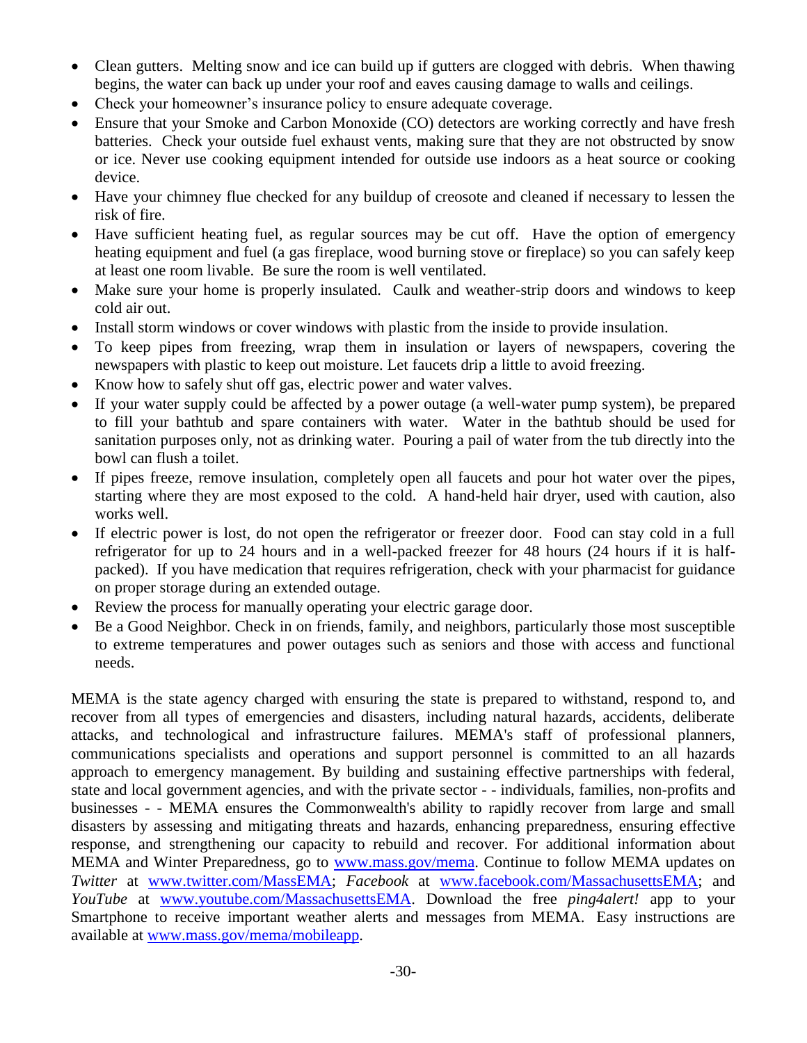- Clean gutters. Melting snow and ice can build up if gutters are clogged with debris. When thawing begins, the water can back up under your roof and eaves causing damage to walls and ceilings.
- Check your homeowner's insurance policy to ensure adequate coverage.
- Ensure that your Smoke and Carbon Monoxide (CO) detectors are working correctly and have fresh batteries. Check your outside fuel exhaust vents, making sure that they are not obstructed by snow or ice. Never use cooking equipment intended for outside use indoors as a heat source or cooking device.
- Have your chimney flue checked for any buildup of creosote and cleaned if necessary to lessen the risk of fire.
- Have sufficient heating fuel, as regular sources may be cut off. Have the option of emergency heating equipment and fuel (a gas fireplace, wood burning stove or fireplace) so you can safely keep at least one room livable. Be sure the room is well ventilated.
- Make sure your home is properly insulated. Caulk and weather-strip doors and windows to keep cold air out.
- Install storm windows or cover windows with plastic from the inside to provide insulation.
- To keep pipes from freezing, wrap them in insulation or layers of newspapers, covering the newspapers with plastic to keep out moisture. Let faucets drip a little to avoid freezing.
- Know how to safely shut off gas, electric power and water valves.
- If your water supply could be affected by a power outage (a well-water pump system), be prepared to fill your bathtub and spare containers with water. Water in the bathtub should be used for sanitation purposes only, not as drinking water. Pouring a pail of water from the tub directly into the bowl can flush a toilet.
- If pipes freeze, remove insulation, completely open all faucets and pour hot water over the pipes, starting where they are most exposed to the cold. A hand-held hair dryer, used with caution, also works well.
- If electric power is lost, do not open the refrigerator or freezer door. Food can stay cold in a full refrigerator for up to 24 hours and in a well-packed freezer for 48 hours (24 hours if it is half-packed). If you have medication that requires refrigeration, check with your pharmacist for guidance on proper storage during an extended outage.
- Review the process for manually operating your electric garage door.
- Be a Good Neighbor. Check in on friends, family, and neighbors, particularly those most susceptible to extreme temperatures and power outages such as seniors and those with access and functional needs.

MEMA is the state agency charged with ensuring the state is prepared to withstand, respond to, and recover from all types of emergencies and disasters, including natural hazards, accidents, deliberate attacks, and technological and infrastructure failures. MEMA's staff of professional planners, communications specialists and operations and support personnel is committed to an all hazards approach to emergency management. By building and sustaining effective partnerships with federal, state and local government agencies, and with the private sector - - individuals, families, non-profits and businesses - - MEMA ensures the Commonwealth's ability to rapidly recover from large and small disasters by assessing and mitigating threats and hazards, enhancing preparedness, ensuring effective response, and strengthening our capacity to rebuild and recover. For additional information about MEMA and Winter Preparedness, go to www.mass.gov/mema. Continue to follow MEMA updates on *Twitter* at www.twitter.com/MassEMA; *Facebook* at www.facebook.com/MassachusettsEMA; and *YouTube* at www.youtube.com/MassachusettsEMA. Download the free *ping4alert!* app to your Smartphone to receive important weather alerts and messages from MEMA. Easy instructions are available at www.mass.gov/mema/mobileapp.